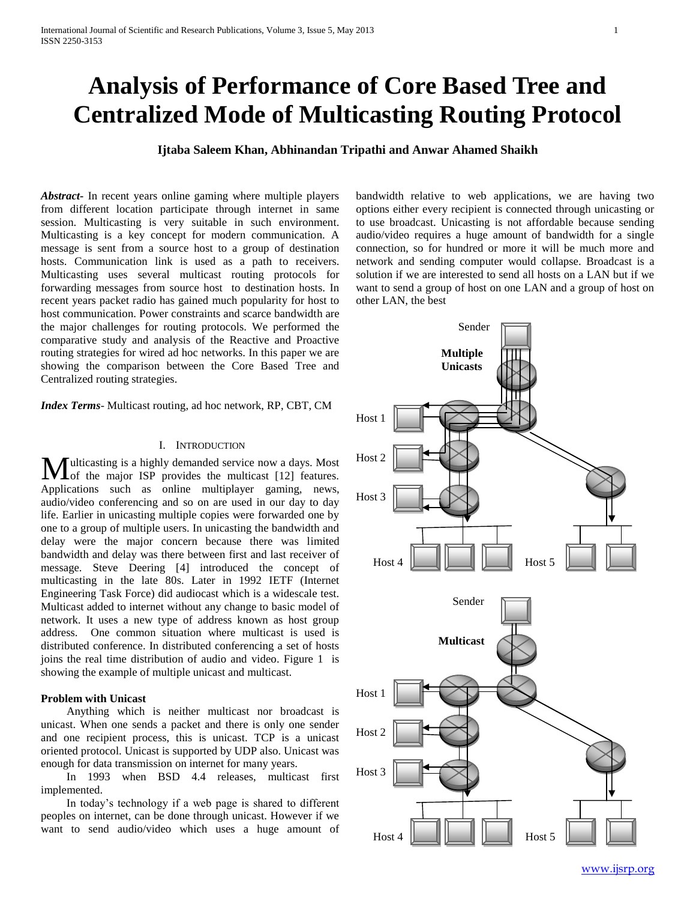# Analysis of Performance of Core Based Tree and Centralized Mode of Multicasting Routing Protocol

**Ijtaba Saleem Khan, Abhinandan Tripathi and Anwar Ahamed Shaikh**

***Abstract***- In recent years online gaming where multiple players from different location participate through internet in same session. Multicasting is very suitable in such environment. Multicasting is a key concept for modern communication. A message is sent from a source host to a group of destination hosts. Communication link is used as a path to receivers. Multicasting uses several multicast routing protocols for forwarding messages from source host to destination hosts. In recent years packet radio has gained much popularity for host to host communication. Power constraints and scarce bandwidth are the major challenges for routing protocols. We performed the comparative study and analysis of the Reactive and Proactive routing strategies for wired ad hoc networks. In this paper we are showing the comparison between the Core Based Tree and Centralized routing strategies.

***Index Terms***- Multicast routing, ad hoc network, RP, CBT, CM

## I. Introduction

Multicasting is a highly demanded service now a days. Most of the major ISP provides the multicast [12] features. Applications such as online multiplayer gaming, news, audio/video conferencing and so on are used in our day to day life. Earlier in unicasting multiple copies were forwarded one by one to a group of multiple users. In unicasting the bandwidth and delay were the major concern because there was limited bandwidth and delay was there between first and last receiver of message. Steve Deering [4] introduced the concept of multicasting in the late 80s. Later in 1992 IETF (Internet Engineering Task Force) did audiocast which is a widescale test. Multicast added to internet without any change to basic model of network. It uses a new type of address known as host group address. One common situation where multicast is used is distributed conference. In distributed conferencing a set of hosts joins the real time distribution of audio and video. Figure 1 is showing the example of multiple unicast and multicast.

### Problem with Unicast

Anything which is neither multicast nor broadcast is unicast. When one sends a packet and there is only one sender and one recipient process, this is unicast. TCP is a unicast oriented protocol. Unicast is supported by UDP also. Unicast was enough for data transmission on internet for many years.

In 1993 when BSD 4.4 releases, multicast first implemented.

In today's technology if a web page is shared to different peoples on internet, can be done through unicast. However if we want to send audio/video which uses a huge amount of bandwidth relative to web applications, we are having two options either every recipient is connected through unicasting or to use broadcast. Unicasting is not affordable because sending audio/video requires a huge amount of bandwidth for a single connection, so for hundred or more it will be much more and network and sending computer would collapse. Broadcast is a solution if we are interested to send all hosts on a LAN but if we want to send a group of host on one LAN and a group of host on other LAN, the best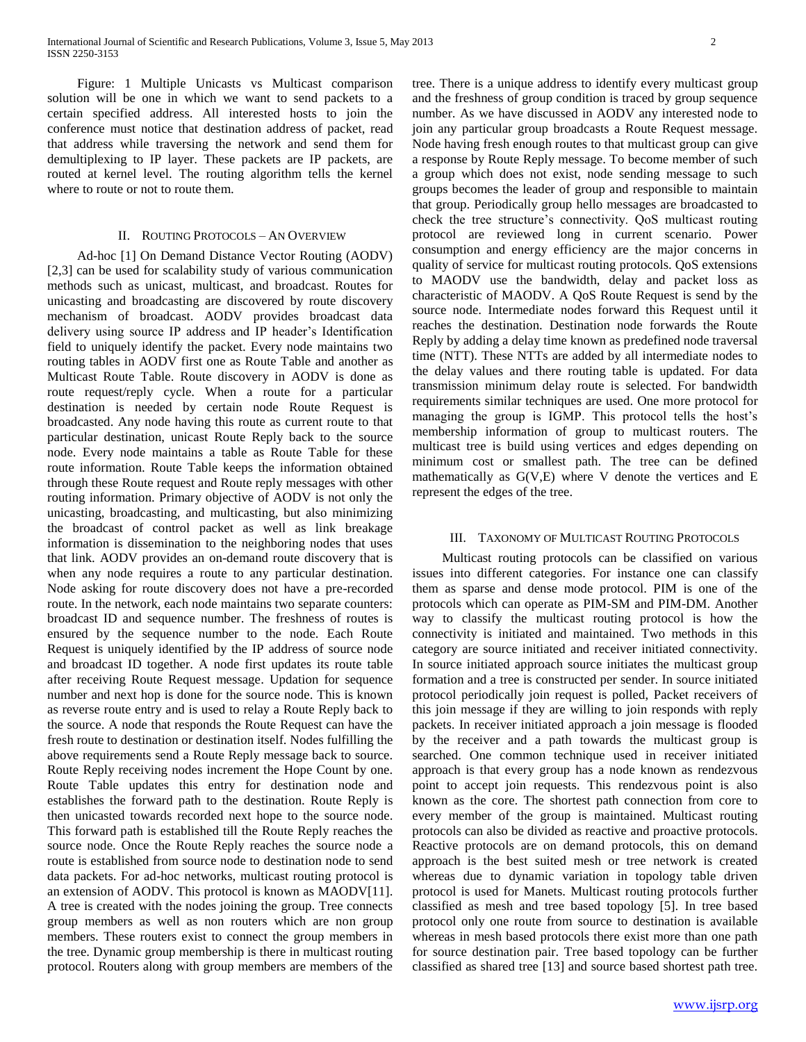Figure: 1 Multiple Unicasts vs Multicast comparison solution will be one in which we want to send packets to a certain specified address. All interested hosts to join the conference must notice that destination address of packet, read that address while traversing the network and send them for demultiplexing to IP layer. These packets are IP packets, are routed at kernel level. The routing algorithm tells the kernel where to route or not to route them.

## II. Routing Protocols – An Overview

Ad-hoc [1] On Demand Distance Vector Routing (AODV) [2,3] can be used for scalability study of various communication methods such as unicast, multicast, and broadcast. Routes for unicasting and broadcasting are discovered by route discovery mechanism of broadcast. AODV provides broadcast data delivery using source IP address and IP header's Identification field to uniquely identify the packet. Every node maintains two routing tables in AODV first one as Route Table and another as Multicast Route Table. Route discovery in AODV is done as route request/reply cycle. When a route for a particular destination is needed by certain node Route Request is broadcasted. Any node having this route as current route to that particular destination, unicast Route Reply back to the source node. Every node maintains a table as Route Table for these route information. Route Table keeps the information obtained through these Route request and Route reply messages with other routing information. Primary objective of AODV is not only the unicasting, broadcasting, and multicasting, but also minimizing the broadcast of control packet as well as link breakage information is dissemination to the neighboring nodes that uses that link. AODV provides an on-demand route discovery that is when any node requires a route to any particular destination. Node asking for route discovery does not have a pre-recorded route. In the network, each node maintains two separate counters: broadcast ID and sequence number. The freshness of routes is ensured by the sequence number to the node. Each Route Request is uniquely identified by the IP address of source node and broadcast ID together. A node first updates its route table after receiving Route Request message. Updation for sequence number and next hop is done for the source node. This is known as reverse route entry and is used to relay a Route Reply back to the source. A node that responds the Route Request can have the fresh route to destination or destination itself. Nodes fulfilling the above requirements send a Route Reply message back to source. Route Reply receiving nodes increment the Hope Count by one. Route Table updates this entry for destination node and establishes the forward path to the destination. Route Reply is then unicasted towards recorded next hope to the source node. This forward path is established till the Route Reply reaches the source node. Once the Route Reply reaches the source node a route is established from source node to destination node to send data packets. For ad-hoc networks, multicast routing protocol is an extension of AODV. This protocol is known as MAODV[11]. A tree is created with the nodes joining the group. Tree connects group members as well as non routers which are non group members. These routers exist to connect the group members in the tree. Dynamic group membership is there in multicast routing protocol. Routers along with group members are members of the tree. There is a unique address to identify every multicast group and the freshness of group condition is traced by group sequence number. As we have discussed in AODV any interested node to join any particular group broadcasts a Route Request message. Node having fresh enough routes to that multicast group can give a response by Route Reply message. To become member of such a group which does not exist, node sending message to such groups becomes the leader of group and responsible to maintain that group. Periodically group hello messages are broadcasted to check the tree structure's connectivity. QoS multicast routing protocol are reviewed long in current scenario. Power consumption and energy efficiency are the major concerns in quality of service for multicast routing protocols. QoS extensions to MAODV use the bandwidth, delay and packet loss as characteristic of MAODV. A QoS Route Request is send by the source node. Intermediate nodes forward this Request until it reaches the destination. Destination node forwards the Route Reply by adding a delay time known as predefined node traversal time (NTT). These NTTs are added by all intermediate nodes to the delay values and there routing table is updated. For data transmission minimum delay route is selected. For bandwidth requirements similar techniques are used. One more protocol for managing the group is IGMP. This protocol tells the host's membership information of group to multicast routers. The multicast tree is build using vertices and edges depending on minimum cost or smallest path. The tree can be defined mathematically as $G(V,E)$ where V denote the vertices and E represent the edges of the tree.

## III. Taxonomy of Multicast Routing Protocols

Multicast routing protocols can be classified on various issues into different categories. For instance one can classify them as sparse and dense mode protocol. PIM is one of the protocols which can operate as PIM-SM and PIM-DM. Another way to classify the multicast routing protocol is how the connectivity is initiated and maintained. Two methods in this category are source initiated and receiver initiated connectivity. In source initiated approach source initiates the multicast group formation and a tree is constructed per sender. In source initiated protocol periodically join request is polled, Packet receivers of this join message if they are willing to join responds with reply packets. In receiver initiated approach a join message is flooded by the receiver and a path towards the multicast group is searched. One common technique used in receiver initiated approach is that every group has a node known as rendezvous point to accept join requests. This rendezvous point is also known as the core. The shortest path connection from core to every member of the group is maintained. Multicast routing protocols can also be divided as reactive and proactive protocols. Reactive protocols are on demand protocols, this on demand approach is the best suited mesh or tree network is created whereas due to dynamic variation in topology table driven protocol is used for Manets. Multicast routing protocols further classified as mesh and tree based topology [5]. In tree based protocol only one route from source to destination is available whereas in mesh based protocols there exist more than one path for source destination pair. Tree based topology can be further classified as shared tree [13] and source based shortest path tree.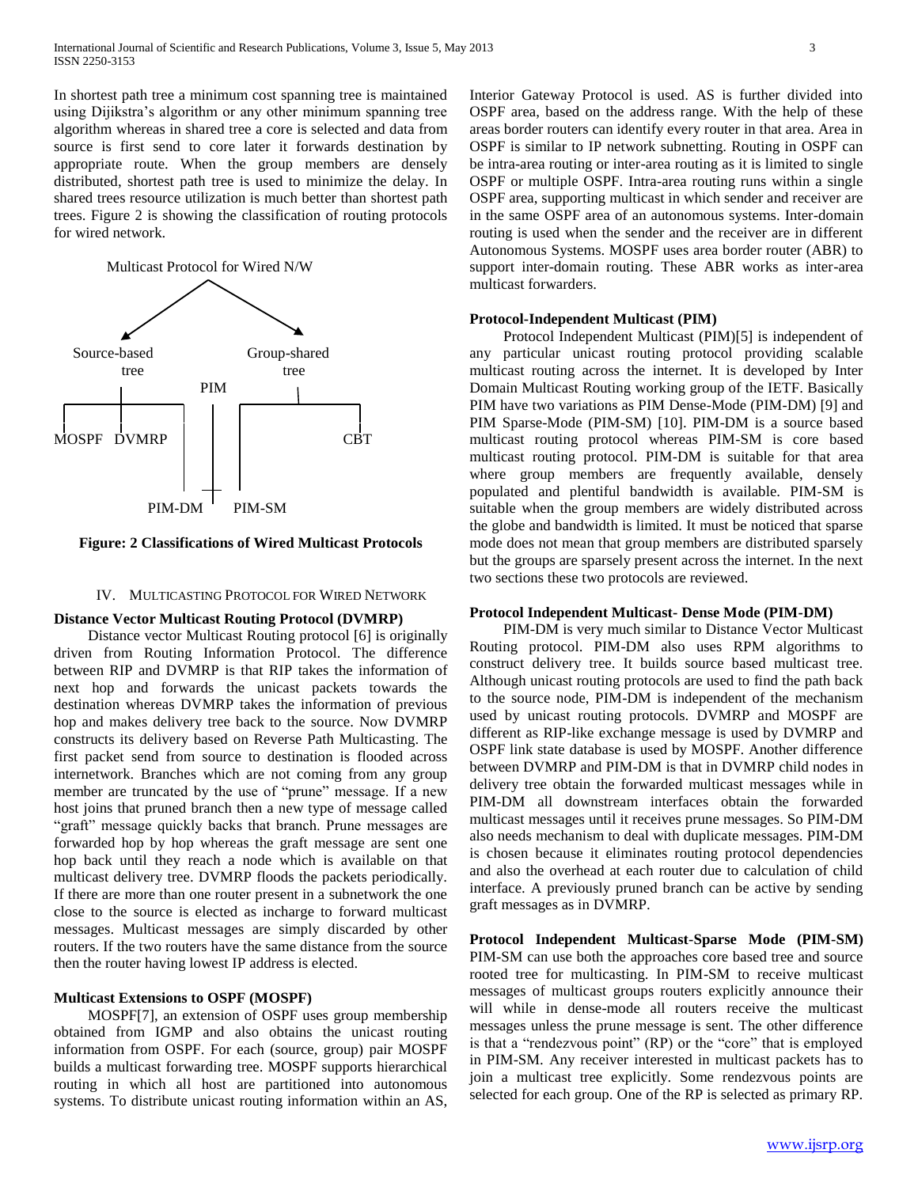In shortest path tree a minimum cost spanning tree is maintained using Dijikstra's algorithm or any other minimum spanning tree algorithm whereas in shared tree a core is selected and data from source is first send to core later it forwards destination by appropriate route. When the group members are densely distributed, shortest path tree is used to minimize the delay. In shared trees resource utilization is much better than shortest path trees. Figure 2 is showing the classification of routing protocols for wired network.

Multicast Protocol for Wired N/W

Source-based tree

Group-shared tree

PIM

MOSPF DVMRP

CBT

PIM-DM PIM-SM

**Figure: 2 Classifications of Wired Multicast Protocols**

## IV. Multicasting Protocol for Wired Network

### Distance Vector Multicast Routing Protocol (DVMRP)

Distance vector Multicast Routing protocol [6] is originally driven from Routing Information Protocol. The difference between RIP and DVMRP is that RIP takes the information of next hop and forwards the unicast packets towards the destination whereas DVMTP takes the information of previous hop and makes delivery tree back to the source. Now DVMRP constructs its delivery based on Reverse Path Multicasting. The first packet send from source to destination is flooded across internetwork. Branches which are not coming from any group member are truncated by the use of "prune" message. If a new host joins that pruned branch then a new type of message called "graft" message quickly backs that branch. Prune messages are forwarded hop by hop whereas the graft message are sent one hop back until they reach a node which is available on that multicast delivery tree. DVMRP floods the packets periodically. If there are more than one router present in a subnetwork the one close to the source is elected as incharge to forward multicast messages. Multicast messages are simply discarded by other routers. If the two routers have the same distance from the source then the router having lowest IP address is elected.

### Multicast Extensions to OSPF (MOSPF)

MOSPF[7], an extension of OSPF uses group membership obtained from IGMP and also obtains the unicast routing information from OSPF. For each (source, group) pair MOSPF builds a multicast forwarding tree. MOSPF supports hierarchical routing in which all host are partitioned into autonomous systems. To distribute unicast routing information within an AS, Interior Gateway Protocol is used. AS is further divided into OSPF area, based on the address range. With the help of these areas border routers can identify every router in that area. Area in OSPF is similar to IP network subnetting. Routing in OSPF can be intra-area routing or inter-area routing as it is limited to single OSPF or multiple OSPF. Intra-area routing runs within a single OSPF area, supporting multicast in which sender and receiver are in the same OSPF area of an autonomous systems. Inter-domain routing is used when the sender and the receiver are in different Autonomous Systems. MOSPF uses area border router (ABR) to support inter-domain routing. These ABR works as inter-area multicast forwarders.

### Protocol-Independent Multicast (PIM)

Protocol Independent Multicast (PIM)[5] is independent of any particular unicast routing protocol providing scalable multicast routing across the internet. It is developed by Inter Domain Multicast Routing working group of the IETF. Basically PIM have two variations as PIM Dense-Mode (PIM-DM) [9] and PIM Sparse-Mode (PIM-SM) [10]. PIM-DM is a source based multicast routing protocol whereas PIM-SM is core based multicast routing protocol. PIM-DM is suitable for that area where group members are frequently available, densely populated and plentiful bandwidth is available. PIM-SM is suitable when the group members are widely distributed across the globe and bandwidth is limited. It must be noticed that sparse mode does not mean that group members are distributed sparsely but the groups are sparsely present across the internet. In the next two sections these two protocols are reviewed.

### Protocol Independent Multicast- Dense Mode (PIM-DM)

PIM-DM is very much similar to Distance Vector Multicast Routing protocol. PIM-DM also uses RPM algorithms to construct delivery tree. It builds source based multicast tree. Although unicast routing protocols are used to find the path back to the source node, PIM-DM is independent of the mechanism used by unicast routing protocols. DVMRP and MOSPF are different as RIP-like exchange message is used by DVMRP and OSPF link state database is used by MOSPF. Another difference between DVMRP and PIM-DM is that in DVMRP child nodes in delivery tree obtain the forwarded multicast messages while in PIM-DM all downstream interfaces obtain the forwarded multicast messages until it receives prune messages. So PIM-DM also needs mechanism to deal with duplicate messages. PIM-DM is chosen because it eliminates routing protocol dependencies and also the overhead at each router due to calculation of child interface. A previously pruned branch can be active by sending graft messages as in DVMRP.

### Protocol Independent Multicast-Sparse Mode (PIM-SM)

PIM-SM can use both the approaches core based tree and source rooted tree for multicasting. In PIM-SM to receive multicast messages of multicast groups routers explicitly announce their will while in dense-mode all routers receive the multicast messages unless the prune message is sent. The other difference is that a "rendezvous point" (RP) or the "core" that is employed in PIM-SM. Any receiver interested in multicast packets has to join a multicast tree explicitly. Some rendezvous points are selected for each group. One of the RP is selected as primary RP.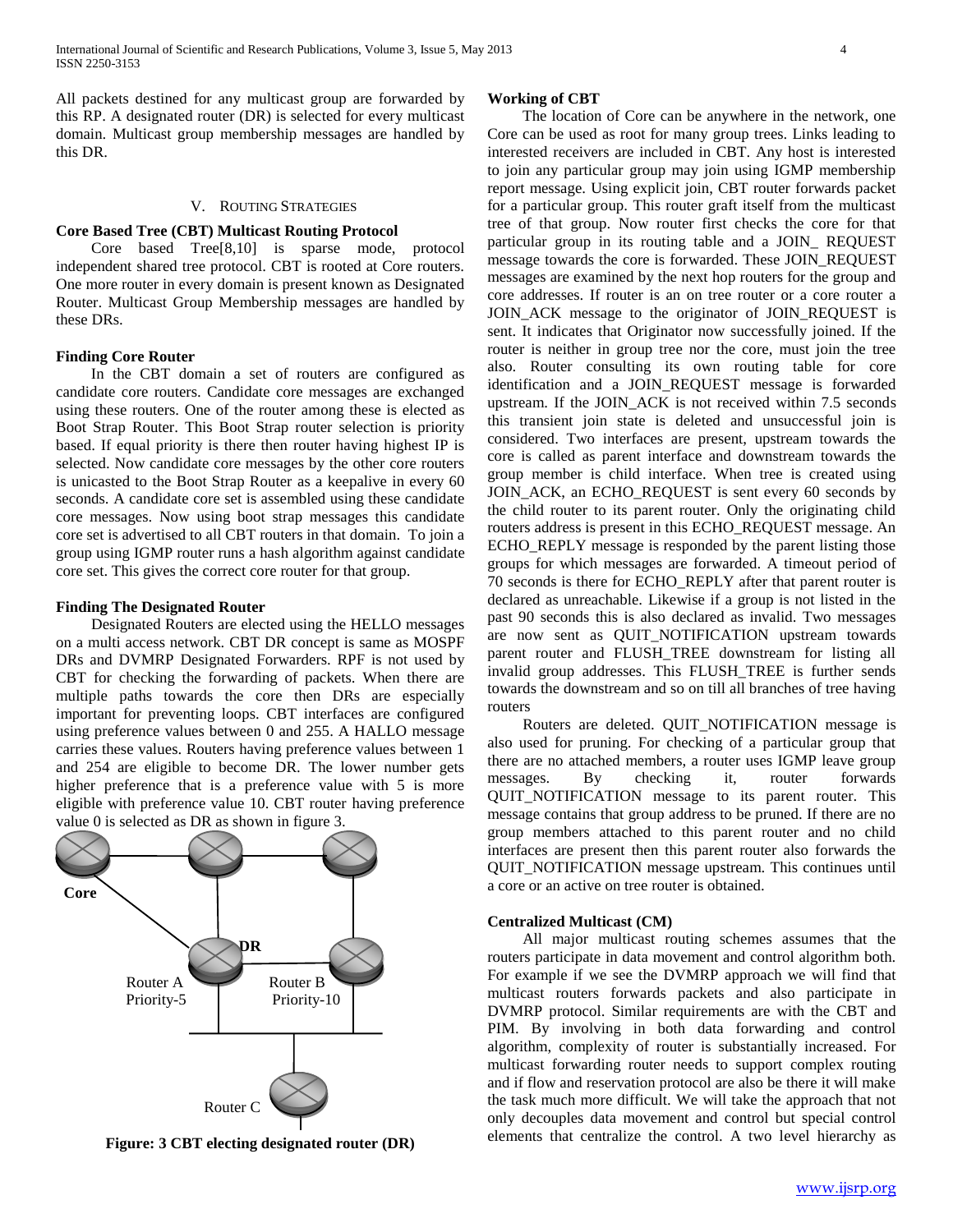All packets destined for any multicast group are forwarded by this RP. A designated router (DR) is selected for every multicast domain. Multicast group membership messages are handled by this DR.

## V. ROUTING STRATEGIES

### Core Based Tree (CBT) Multicast Routing Protocol

Core based Tree[8,10] is sparse mode, protocol independent shared tree protocol. CBT is rooted at Core routers. One more router in every domain is present known as Designated Router. Multicast Group Membership messages are handled by these DRs.

### Finding Core Router

In the CBT domain a set of routers are configured as candidate core routers. Candidate core messages are exchanged using these routers. One of the router among these is elected as Boot Strap Router. This Boot Strap router selection is priority based. If equal priority is there then router having highest IP is selected. Now candidate core messages by the other core routers is unicasted to the Boot Strap Router as a keepalive in every 60 seconds. A candidate core set is assembled using these candidate core messages. Now using boot strap messages this candidate core set is advertised to all CBT routers in that domain. To join a group using IGMP router runs a hash algorithm against candidate core set. This gives the correct core router for that group.

### Finding The Designated Router

Designated Routers are elected using the HELLO messages on a multi access network. CBT DR concept is same as MOSPF DRs and DVMRP Designated Forwarders. RPF is not used by CBT for checking the forwarding of packets. When there are multiple paths towards the core then DRs are especially important for preventing loops. CBT interfaces are configured using preference values between 0 and 255. A HALLO message carries these values. Routers having preference values between 1 and 254 are eligible to become DR. The lower number gets higher preference that is a preference value with 5 is more eligible with preference value 10. CBT router having preference value 0 is selected as DR as shown in figure 3.

**Figure: 3 CBT electing designated router (DR)**

### Working of CBT

The location of Core can be anywhere in the network, one Core can be used as root for many group trees. Links leading to interested receivers are included in CBT. Any host is interested to join any particular group may join using IGMP membership report message. Using explicit join, CBT router forwards packet for a particular group. This router graft itself from the multicast tree of that group. Now router first checks the core for that particular group in its routing table and a JOIN_ REQUEST message towards the core is forwarded. These JOIN_REQUEST messages are examined by the next hop routers for the group and core addresses. If router is an on tree router or a core router a JOIN_ACK message to the originator of JOIN_REQUEST is sent. It indicates that Originator now successfully joined. If the router is neither in group tree nor the core, must join the tree also. Router consulting its own routing table for core identification and a JOIN_REQUEST message is forwarded upstream. If the JOIN_ACK is not received within 7.5 seconds this transient join state is deleted and unsuccessful join is considered. Two interfaces are present, upstream towards the core is called as parent interface and downstream towards the group member is child interface. When tree is created using JOIN_ACK, an ECHO_REQUEST is sent every 60 seconds by the child router to its parent router. Only the originating child routers address is present in this ECHO_REQUEST message. An ECHO_REPLY message is responded by the parent listing those groups for which messages are forwarded. A timeout period of 70 seconds is there for ECHO_REPLY after that parent router is declared as unreachable. Likewise if a group is not listed in the past 90 seconds this is also declared as invalid. Two messages are now sent as QUIT_NOTIFICATION upstream towards parent router and FLUSH_TREE downstream for listing all invalid group addresses. This FLUSH_TREE is further sends towards the downstream and so on till all branches of tree having routers

Routers are deleted. QUIT_NOTIFICATION message is also used for pruning. For checking of a particular group that there are no attached members, a router uses IGMP leave group messages. By checking it, router forwards QUIT_NOTIFICATION message to its parent router. This message contains that group address to be pruned. If there are no group members attached to this parent router and no child interfaces are present then this parent router also forwards the QUIT_NOTIFICATION message upstream. This continues until a core or an active on tree router is obtained.

### Centralized Multicast (CM)

All major multicast routing schemes assumes that the routers participate in data movement and control algorithm both. For example if we see the DVMRP approach we will find that multicast routers forwards packets and also participate in DVMRP protocol. Similar requirements are with the CBT and PIM. By involving in both data forwarding and control algorithm, complexity of router is substantially increased. For multicast forwarding router needs to support complex routing and if flow and reservation protocol are also be there it will make the task much more difficult. We will take the approach that not only decouples data movement and control but special control elements that centralize the control. A two level hierarchy as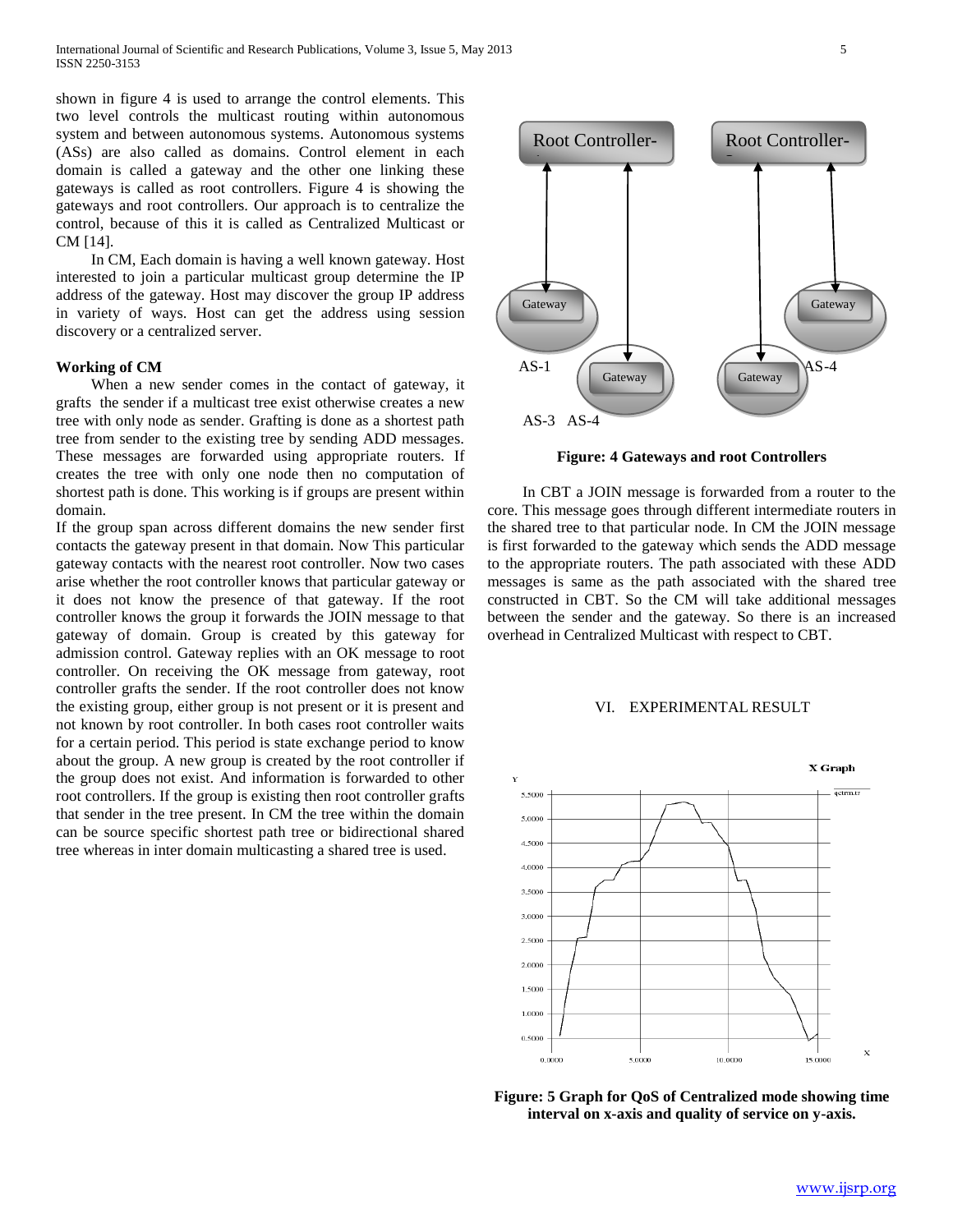shown in figure 4 is used to arrange the control elements. This two level controls the multicast routing within autonomous system and between autonomous systems. Autonomous systems (ASs) are also called as domains. Control element in each domain is called a gateway and the other one linking these gateways is called as root controllers. Figure 4 is showing the gateways and root controllers. Our approach is to centralize the control, because of this it is called as Centralized Multicast or CM [14].

In CM, Each domain is having a well known gateway. Host interested to join a particular multicast group determine the IP address of the gateway. Host may discover the group IP address in variety of ways. Host can get the address using session discovery or a centralized server.

**Working of CM**

When a new sender comes in the contact of gateway, it grafts the sender if a multicast tree exist otherwise creates a new tree with only node as sender. Grafting is done as a shortest path tree from sender to the existing tree by sending ADD messages. These messages are forwarded using appropriate routers. If creates the tree with only one node then no computation of shortest path is done. This working is if groups are present within domain.

If the group span across different domains the new sender first contacts the gateway present in that domain. Now This particular gateway contacts with the nearest root controller. Now two cases arise whether the root controller knows that particular gateway or it does not know the presence of that gateway. If the root controller knows the group it forwards the JOIN message to that gateway of domain. Group is created by this gateway for admission control. Gateway replies with an OK message to root controller. On receiving the OK message from gateway, root controller grafts the sender. If the root controller does not know the existing group, either group is not present or it is present and not known by root controller. In both cases root controller waits for a certain period. This period is state exchange period to know about the group. A new group is created by the root controller if the group does not exist. And information is forwarded to other root controllers. If the group is existing then root controller grafts that sender in the tree present. In CM the tree within the domain can be source specific shortest path tree or bidirectional shared tree whereas in inter domain multicasting a shared tree is used.

**Figure: 4 Gateways and root Controllers**

In CBT a JOIN message is forwarded from a router to the core. This message goes through different intermediate routers in the shared tree to that particular node. In CM the JOIN message is first forwarded to the gateway which sends the ADD message to the appropriate routers. The path associated with these ADD messages is same as the path associated with the shared tree constructed in CBT. So the CM will take additional messages between the sender and the gateway. So there is an increased overhead in Centralized Multicast with respect to CBT.

## VI. EXPERIMENTAL RESULT

**Figure: 5 Graph for QoS of Centralized mode showing time interval on x-axis and quality of service on y-axis.**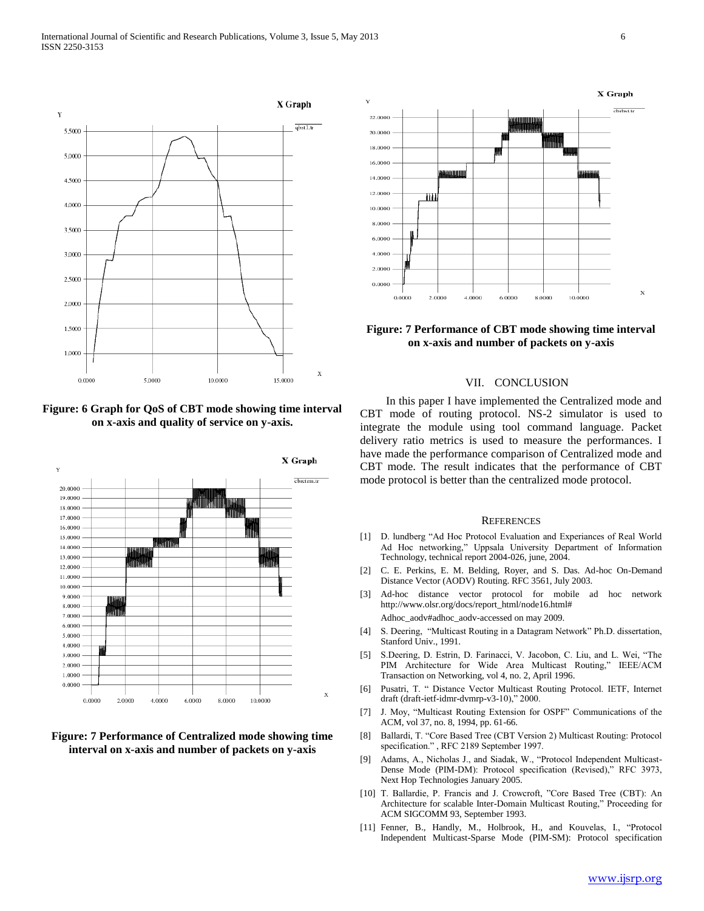Figure: 6 Graph for QoS of CBT mode showing time interval on x-axis and quality of service on y-axis.

Figure: 7 Performance of Centralized mode showing time interval on x-axis and number of packets on y-axis

Figure: 7 Performance of CBT mode showing time interval on x-axis and number of packets on y-axis

## VII. CONCLUSION

In this paper I have implemented the Centralized mode and CBT mode of routing protocol. NS-2 simulator is used to integrate the module using tool command language. Packet delivery ratio metrics is used to measure the performances. I have made the performance comparison of Centralized mode and CBT mode. The result indicates that the performance of CBT mode protocol is better than the centralized mode protocol.

## REFERENCES

[1] D. lundberg "Ad Hoc Protocol Evaluation and Experiances of Real World Ad Hoc networking," Uppsala University Department of Information Technology, technical report 2004-026, june, 2004.

[2] C. E. Perkins, E. M. Belding, Royer, and S. Das. Ad-hoc On-Demand Distance Vector (AODV) Routing. RFC 3561, July 2003.

[3] Ad-hoc distance vector protocol for mobile ad hoc network http://www.olsr.org/docs/report_html/node16.html#Adhoc_aodv#adhoc_aodv-accessed on may 2009.

[4] S. Deering, "Multicast Routing in a Datagram Network" Ph.D. dissertation, Stanford Univ., 1991.

[5] S.Deering, D. Estrin, D. Farinacci, V. Jacobon, C. Liu, and L. Wei, "The PIM Architecture for Wide Area Multicast Routing," IEEE/ACM Transaction on Networking, vol 4, no. 2, April 1996.

[6] Pusatri, T. " Distance Vector Multicast Routing Protocol. IETF, Internet draft (draft-ietf-idmr-dvmrp-v3-10)," 2000.

[7] J. Moy, "Multicast Routing Extension for OSPF" Communications of the ACM, vol 37, no. 8, 1994, pp. 61-66.

[8] Ballardi, T. "Core Based Tree (CBT Version 2) Multicast Routing: Protocol specification." , RFC 2189 September 1997.

[9] Adams, A., Nicholas J., and Siadak, W., "Protocol Independent Multicast-Dense Mode (PIM-DM): Protocol specification (Revised)," RFC 3973, Next Hop Technologies January 2005.

[10] T. Ballardie, P. Francis and J. Crowcroft, "Core Based Tree (CBT): An Architecture for scalable Inter-Domain Multicast Routing," Proceeding for ACM SIGCOMM 93, September 1993.

[11] Fenner, B., Handly, M., Holbrook, H., and Kouvelas, I., "Protocol Independent Multicast-Sparse Mode (PIM-SM): Protocol specification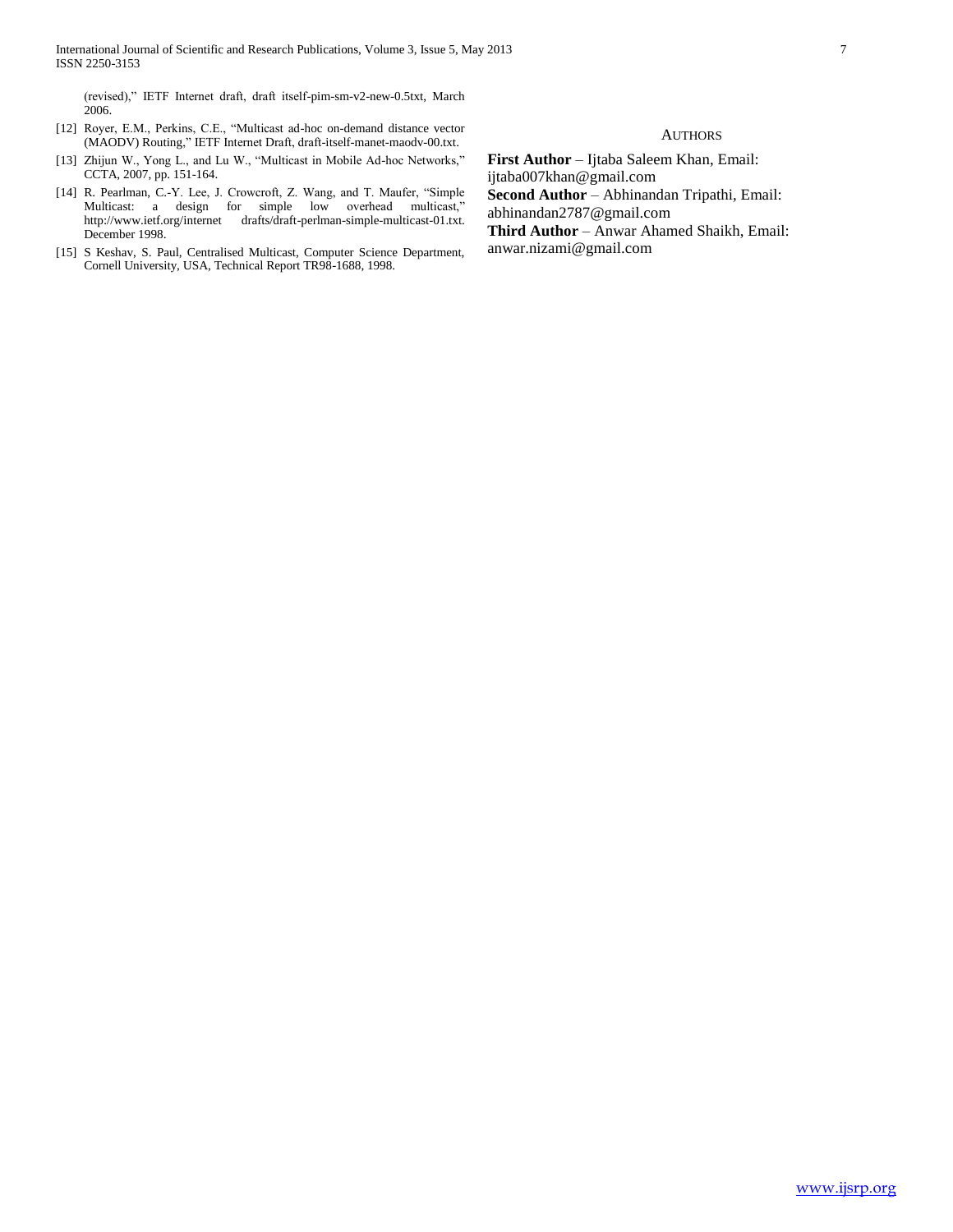(revised)," IETF Internet draft, draft itself-pim-sm-v2-new-0.5txt, March 2006.

[12] Royer, E.M., Perkins, C.E., "Multicast ad-hoc on-demand distance vector (MAODV) Routing," IETF Internet Draft, draft-itself-manet-maodv-00.txt.

[13] Zhijun W., Yong L., and Lu W., "Multicast in Mobile Ad-hoc Networks," CCTA, 2007, pp. 151-164.

[14] R. Pearlman, C.-Y. Lee, J. Crowcroft, Z. Wang, and T. Maufer, "Simple Multicast: a design for simple low overhead multicast," http://www.ietf.org/internet drafts/draft-perlman-simple-multicast-01.txt. December 1998.

[15] S Keshav, S. Paul, Centralised Multicast, Computer Science Department, Cornell University, USA, Technical Report TR98-1688, 1998.

## AUTHORS

**First Author** – Ijtaba Saleem Khan, Email: ijtaba007khan@gmail.com

**Second Author** – Abhinandan Tripathi, Email: abhinandan2787@gmail.com

**Third Author** – Anwar Ahamed Shaikh, Email: anwar.nizami@gmail.com